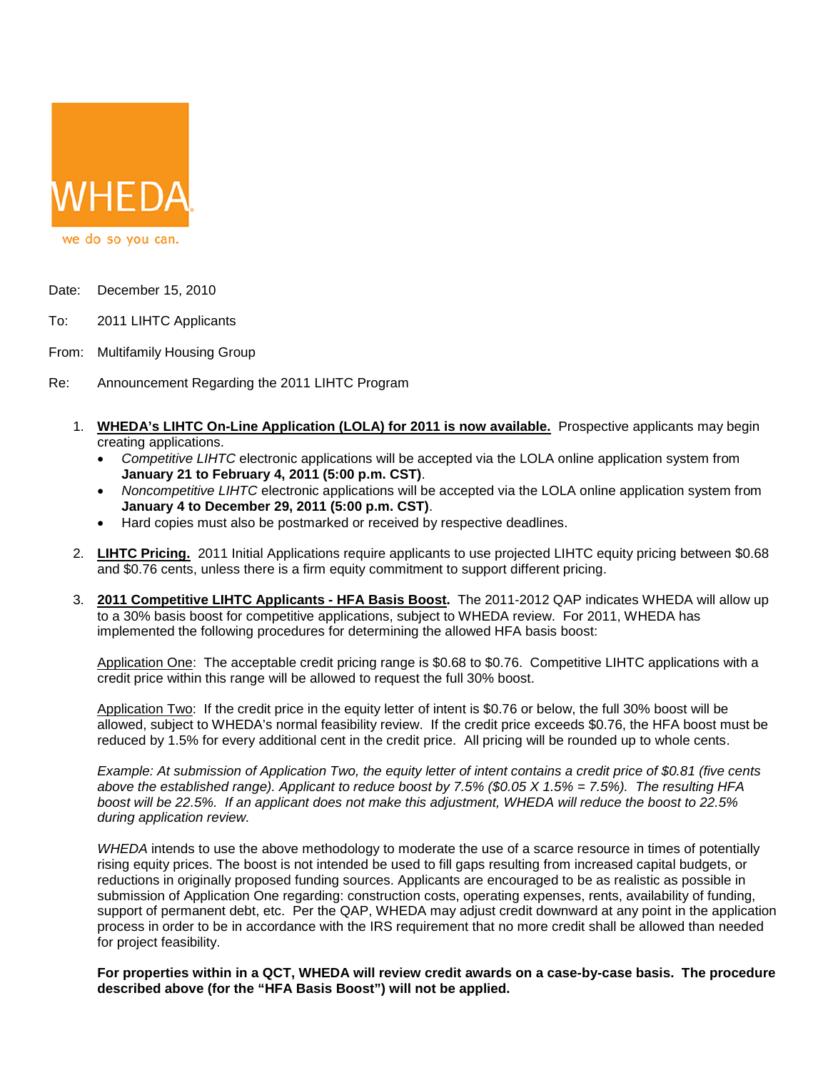WHEDA

we do so you can.

Date: December 15, 2010

To: 2011 LIHTC Applicants

From: Multifamily Housing Group

Re: Announcement Regarding the 2011 LIHTC Program

1. **WHEDA's LIHTC On-Line Application (LOLA) for 2011 is now available.** Prospective applicants may begin creating applications.
   - *Competitive LIHTC* electronic applications will be accepted via the LOLA online application system from **January 21 to February 4, 2011 (5:00 p.m. CST)**.
   - *Noncompetitive LIHTC* electronic applications will be accepted via the LOLA online application system from **January 4 to December 29, 2011 (5:00 p.m. CST)**.
   - Hard copies must also be postmarked or received by respective deadlines.

2. **LIHTC Pricing.** 2011 Initial Applications require applicants to use projected LIHTC equity pricing between $0.68 and $0.76 cents, unless there is a firm equity commitment to support different pricing.

3. **2011 Competitive LIHTC Applicants - HFA Basis Boost.** The 2011-2012 QAP indicates WHEDA will allow up to a 30% basis boost for competitive applications, subject to WHEDA review. For 2011, WHEDA has implemented the following procedures for determining the allowed HFA basis boost:

   Application One: The acceptable credit pricing range is $0.68 to $0.76. Competitive LIHTC applications with a credit price within this range will be allowed to request the full 30% boost.

   Application Two: If the credit price in the equity letter of intent is $0.76 or below, the full 30% boost will be allowed, subject to WHEDA's normal feasibility review. If the credit price exceeds $0.76, the HFA boost must be reduced by 1.5% for every additional cent in the credit price. All pricing will be rounded up to whole cents.

   *Example: At submission of Application Two, the equity letter of intent contains a credit price of $0.81 (five cents above the established range). Applicant to reduce boost by 7.5% ($0.05 X 1.5% = 7.5%). The resulting HFA boost will be 22.5%. If an applicant does not make this adjustment, WHEDA will reduce the boost to 22.5% during application review.*

   *WHEDA* intends to use the above methodology to moderate the use of a scarce resource in times of potentially rising equity prices. The boost is not intended be used to fill gaps resulting from increased capital budgets, or reductions in originally proposed funding sources. Applicants are encouraged to be as realistic as possible in submission of Application One regarding: construction costs, operating expenses, rents, availability of funding, support of permanent debt, etc. Per the QAP, WHEDA may adjust credit downward at any point in the application process in order to be in accordance with the IRS requirement that no more credit shall be allowed than needed for project feasibility.

   **For properties within in a QCT, WHEDA will review credit awards on a case-by-case basis. The procedure described above (for the "HFA Basis Boost") will not be applied.**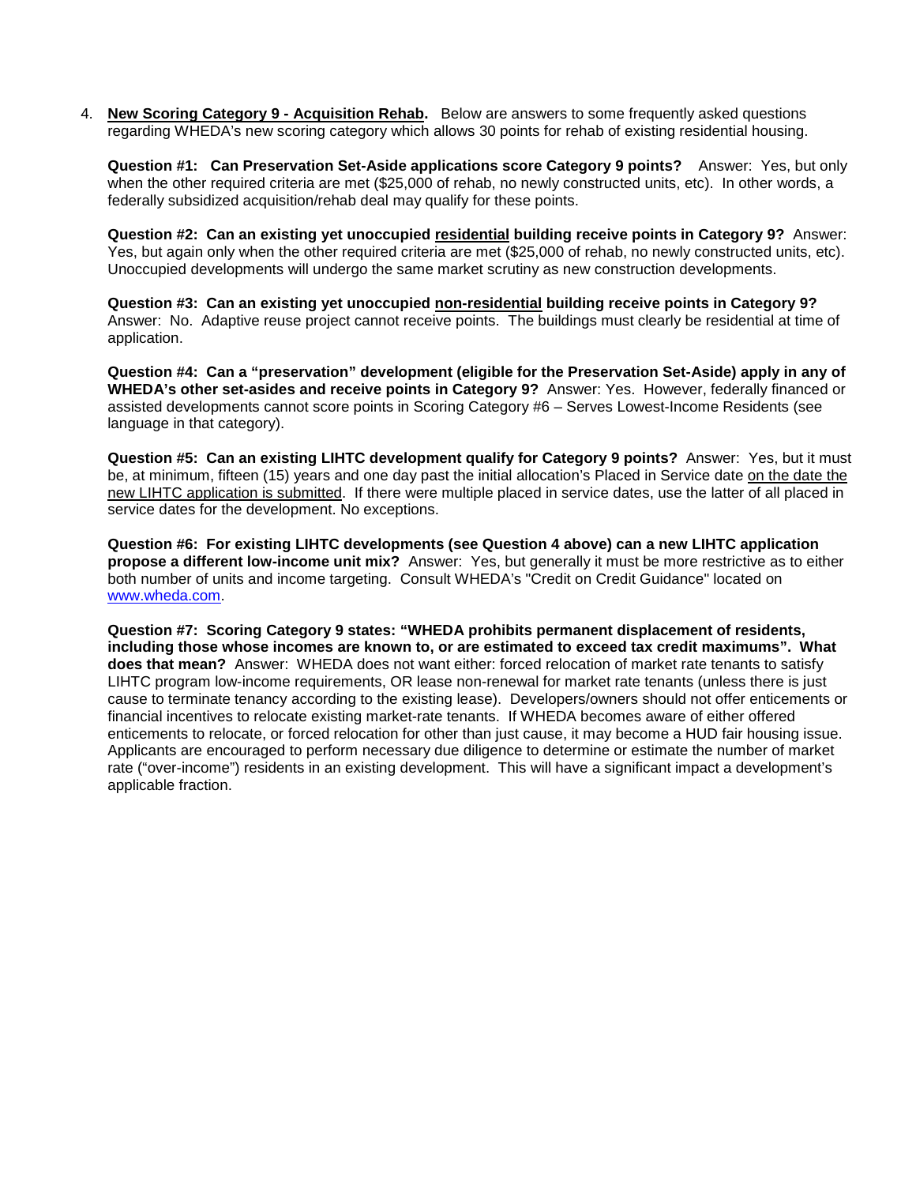4. **New Scoring Category 9 - Acquisition Rehab.** Below are answers to some frequently asked questions regarding WHEDA's new scoring category which allows 30 points for rehab of existing residential housing.

   **Question #1: Can Preservation Set-Aside applications score Category 9 points?** Answer: Yes, but only when the other required criteria are met ($25,000 of rehab, no newly constructed units, etc). In other words, a federally subsidized acquisition/rehab deal may qualify for these points.

   **Question #2: Can an existing yet unoccupied <u>residential</u> building receive points in Category 9?** Answer: Yes, but again only when the other required criteria are met ($25,000 of rehab, no newly constructed units, etc). Unoccupied developments will undergo the same market scrutiny as new construction developments.

   **Question #3: Can an existing yet unoccupied <u>non-residential</u> building receive points in Category 9?** Answer: No. Adaptive reuse project cannot receive points. The buildings must clearly be residential at time of application.

   **Question #4: Can a "preservation" development (eligible for the Preservation Set-Aside) apply in any of WHEDA's other set-asides and receive points in Category 9?** Answer: Yes. However, federally financed or assisted developments cannot score points in Scoring Category #6 – Serves Lowest-Income Residents (see language in that category).

   **Question #5: Can an existing LIHTC development qualify for Category 9 points?** Answer: Yes, but it must be, at minimum, fifteen (15) years and one day past the initial allocation's Placed in Service date <u>on the date the new LIHTC application is submitted</u>. If there were multiple placed in service dates, use the latter of all placed in service dates for the development. No exceptions.

   **Question #6: For existing LIHTC developments (see Question 4 above) can a new LIHTC application propose a different low-income unit mix?** Answer: Yes, but generally it must be more restrictive as to either both number of units and income targeting. Consult WHEDA's "Credit on Credit Guidance" located on www.wheda.com.

   **Question #7: Scoring Category 9 states: "WHEDA prohibits permanent displacement of residents, including those whose incomes are known to, or are estimated to exceed tax credit maximums". What does that mean?** Answer: WHEDA does not want either: forced relocation of market rate tenants to satisfy LIHTC program low-income requirements, OR lease non-renewal for market rate tenants (unless there is just cause to terminate tenancy according to the existing lease). Developers/owners should not offer enticements or financial incentives to relocate existing market-rate tenants. If WHEDA becomes aware of either offered enticements to relocate, or forced relocation for other than just cause, it may become a HUD fair housing issue. Applicants are encouraged to perform necessary due diligence to determine or estimate the number of market rate ("over-income") residents in an existing development. This will have a significant impact a development's applicable fraction.